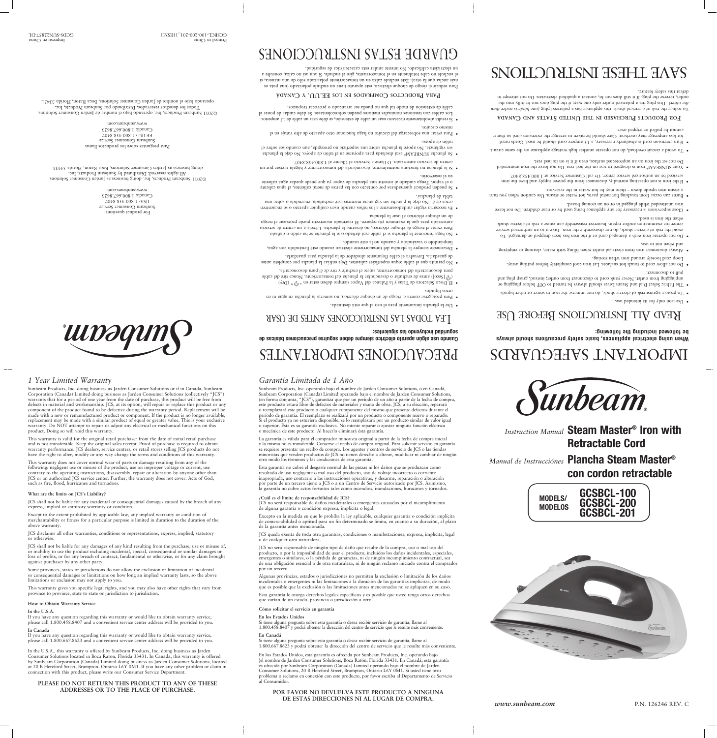# IMPORTANT SAFEGUARDS

**When using electrical appliances, basic safety precautions should always be followed including the following:**

## Read All Instructions Before Use

- Use iron only for its intended use.
- To protect against risk of electric shock, do not immerse the iron in water or other liquids.
- The Fabric Select Dial and Steam Lever should always be turned to OFF before plugging or unplugging from outlet. Never yank cord to disconnect from outlet; instead, grasp plug and pull to disconnect.
- Do not allow cord to touch hot surfaces. Let iron cool completely before putting away. Loop cord loosely around iron when storing.
- Always disconnect iron from electrical outlet when filling with water, cleaning or emptying and when not in use.
- Do not operate iron with a damaged cord or if the iron has been dropped or damaged. To avoid the risk of electric shock, do not disassemble the iron. Take it to an authorized service center for examination and/or repair. Incorrect reassembly can cause a risk of electric shock when the iron is used.
- Close supervision is necessary for any appliance being used by or near children. Do not leave iron unattended while plugged in or on an ironing board.
- Burns can occur from touching hot metal parts, hot water or steam. Use caution when you turn a steam iron upside down – there may be hot water in the reservoir.
- If the iron is not operating normally, disconnect from the power supply and have the iron serviced by an authorized service center. Or call Customer Service at 1.800.458.8407.
- Your SUNBEAM® iron is designed to rest on the heel rest. Do not leave the iron unattended. Do not set the iron on an unprotected surface, even if it is on its heel rest.
- To avoid a circuit overload, do not operate another high wattage appliance on the same circuit.
- If an extension cord is absolutely necessary, a 15-ampere cord should be used. Cords rated for less amperage may overheat. Care should be taken to arrange the extension cord so that it cannot be pulled or tripped over.

### For Products Purchased in the United States and Canada

To reduce the risk of electrical shock, this appliance has a polarized plug *(one blade is wider than the other)*. This plug fits a polarized outlet only one way; if the plug does not fit fully into the outlet, reverse the plug. If it still does not fit, contact a qualified electrician. Do not attempt to defeat this safety feature.

## SAVE THESE INSTRUCTIONS

# PRECAUCIONES IMPORTANTES

**Cuando use algún aparato eléctrico siempre deben seguirse precauciones básicas de seguridad incluyendo las siguientes:**

## Lea todas las instrucciones antes de usar

- Use la plancha únicamente para el uso al que está destinada.
- Para protegerse contra el riesgo de un choque eléctrico, no sumerja la plancha en agua ni en otros líquidos.
- El Disco Selector de Telas y la Palanca del Vapor siempre deben estar en "(Dry) (Seco)" antes de enchufar o desenchufar la plancha del tomacorriente. Nunca tire del cable para desconectarla del tomacorriente, sujete el enchufe y tire de él para desconectarla.
- No permita que el cable toque superficies calientes. Deje enfriar la plancha por completo antes de guardarla. Envuelva el cable flojamente alrededor de la plancha para guardarla.
- Desconecte siempre la plancha del tomacorriente eléctrico cuando esté llenándolo con agua, limpiándolo o vaciándolo y cuando no la esté usando.
- No haga funcionar la plancha si el cable está dañado o si la plancha se ha caído o dañado. Para evitar el riesgo de choque eléctrico, no desarme la plancha. Llévela a un centro de servicio autorizado para que la examinen y/o reparen. El rearmado incorrecto puede provocar el riesgo de un choque eléctrico al usar la plancha.
- Es necesario vigilar cuidadosamente a los niños cuando usen cualquier aparato o se encuentren cerca de él. No deje la plancha sin vigilancia mientras esté enchufada, encendida o sobre una tabla de planchar.
- Se pueden producir quemaduras por contacto con las partes de metal calientes, el agua caliente o el vapor. Tenga cuidado al invertir una plancha de vapor ya que puede quedar agua caliente en el reservorio.
- Si la plancha no funciona normalmente, desconéctela del tomacorriente y hágala revisar por un centro de servicio autorizado. O llame a Servicio al Cliente al 1.800.458.8407.
- Su plancha SUNBEAM® está diseñada para apoyarse en el talón de apoyo. No deje la plancha sin vigilancia. No apoye la plancha sobre una superficie no protegida, aun cuando sea sobre el talón de apoyo.
- Para evitar una sobrecarga del circuito no haga funcionar otro aparato de alto vataje en el mismo circuito.
- Si resulta absolutamente necesario usar un cable de extensión, se debe usar un cable de 15 amperios. Los cables con tensiones nominales menores pueden sobrecalentarse. Se debe cuidar de poner el cable de extensión de modo tal que no pueda ser arrancado o provocar tropezos.

### Para Productos Comprados en los EE.UU. y Canadá

Para reducir el riesgo de choque eléctrico, este aparato tiene un enchufe polarizado (una pata es más ancha que la otra). Este enchufe calza en un tomacorriente polarizado sólo de una manera; si el enchufe no calza totalmente en el tomacorriente, gire el enchufe. Si aun así no calza, consulte a un electricista calificado. No intente anular esta característica de seguridad.

## GUARDE ESTAS INSTRUCCIONES

For product questions:
Sunbeam Consumer Service
USA: 1.800.458.8407
Canada: 1.800.667.8623
www.sunbeam.com

©2011 Sunbeam Products, Inc. doing business as Jarden Consumer Solutions. All rights reserved. Distributed by Sunbeam Products, Inc. doing business as Jarden Consumer Solutions, Boca Raton, Florida 33431.

Para preguntas sobre los productos llame:
Sunbeam Consumer Service
EE.UU.: 1.800.458.8407
Canadá: 1.800.667.8623
www.sunbeam.com

©2011 Sunbeam Products, Inc. operando bajo el nombre de Jarden Consumer Solutions. Todos los derechos reservados. Distribuido por Sunbeam Products, Inc. operando bajo el nombre de Jarden Consumer Solutions, Boca Raton, Florida 33431.

Printed in China
GCSBCL-100-200-201_11ESM1

Impreso en China
GCDS-SUN22857-DL

Sunbeam

## 1 Year Limited Warranty

Sunbeam Products, Inc. doing business as Jarden Consumer Solutions or if in Canada, Sunbeam Corporation (Canada) Limited doing business as Jarden Consumer Solutions (collectively "JCS") warrants that for a period of one year from the date of purchase, this product will be free from defects in material and workmanship. JCS, at its option, will repair or replace this product or any component of the product found to be defective during the warranty period. Replacement will be made with a new or remanufactured product or component. If the product is no longer available, replacement may be made with a similar product of equal or greater value. This is your exclusive warranty. Do NOT attempt to repair or adjust any electrical or mechanical functions on this product. Doing so will void this warranty.

This warranty is valid for the original retail purchaser from the date of initial retail purchase and is not transferable. Keep the original sales receipt. Proof of purchase is required to obtain warranty performance. JCS dealers, service centers, or retail stores selling JCS products do not have the right to alter, modify or any way change the terms and conditions of this warranty.

This warranty does not cover normal wear of parts or damage resulting from any of the following: negligent use or misuse of the product, use on improper voltage or current, use contrary to the operating instructions, disassembly, repair or alteration by anyone other than JCS or an authorized JCS service center. Further, the warranty does not cover: Acts of God, such as fire, flood, hurricanes and tornadoes.

**What are the limits on JCS's Liability?**

JCS shall not be liable for any incidental or consequential damages caused by the breach of any express, implied or statutory warranty or condition.

Except to the extent prohibited by applicable law, any implied warranty or condition of merchantability or fitness for a particular purpose is limited in duration to the duration of the above warranty.

JCS disclaims all other warranties, conditions or representations, express, implied, statutory or otherwise.

JCS shall not be liable for any damages of any kind resulting from the purchase, use or misuse of, or inability to use the product including incidental, special, consequential or similar damages or loss of profits, or for any breach of contract, fundamental or otherwise, or for any claim brought against purchaser by any other party.

Some provinces, states or jurisdictions do not allow the exclusion or limitation of incidental or consequential damages or limitations on how long an implied warranty lasts, so the above limitations or exclusion may not apply to you.

This warranty gives you specific legal rights, and you may also have other rights that vary from province to province, state to state or jurisdiction to jurisdiction.

**How to Obtain Warranty Service**

**In the U.S.A.**
If you have any question regarding this warranty or would like to obtain warranty service, please call 1.800.458.8407 and a convenient service center address will be provided to you.

**In Canada**
If you have any question regarding this warranty or would like to obtain warranty service, please call 1.800.667.8623 and a convenient service center address will be provided to you.

In the U.S.A., this warranty is offered by Sunbeam Products, Inc. doing business as Jarden Consumer Solutions located in Boca Raton, Florida 33431. In Canada, this warranty is offered by Sunbeam Corporation (Canada) Limited doing business as Jarden Consumer Solutions, located at 20 B Hereford Street, Brampton, Ontario L6Y 0M1. If you have any other problem or claim in connection with this product, please write our Consumer Service Department.

**PLEASE DO NOT RETURN THIS PRODUCT TO ANY OF THESE ADDRESSES OR TO THE PLACE OF PURCHASE.**

## Garantía Limitada de 1 Año

Sunbeam Products, Inc. operando bajo el nombre de Jarden Consumer Solutions, o en Canadá, Sunbeam Corporation (Canada) Limited operando bajo el nombre de Jarden Consumer Solutions, (en forma conjunta, "JCS"), garantiza que por un período de un año a partir de la fecha de compra, este producto estará libre de defectos de materiales y mano de obra. JCS, a su elección, reparará o reemplazará este producto o cualquier componente del mismo que presente defectos durante el período de garantía. El reemplazo se realizará por un producto o componente nuevo o reparado. Si el producto ya no estuviera disponible, se lo reemplazará por un producto similar de valor igual o superior. Ésta es su garantía exclusiva. No intente reparar o ajustar ninguna función eléctrica o mecánica de este producto. Al hacerlo elimínará ésta garantía.

La garantía es válida para el comprador minorista original a partir de la fecha de compra inicial y la misma no es transferible. Conserve el recibo de compra original. Para solicitar servicio en garantía se requiere presentar un recibo de compra. Los agentes y centros de servicio de JCS o las tiendas minoristas que venden productos de JCS no tienen derecho a alterar, modificar ni cambiar de ningún otro modo los términos y las condiciones de esta garantía.

Esta garantía no cubre el desgaste normal de las piezas ni los daños que se produzcan como resultado de uso negligente o mal uso del producto, uso de voltaje incorrecto o corriente inapropiada, uso contrario a las instrucciones operativas, y desarme, reparación o alteración por parte de un tercero ajeno a JCS o a un Centro de Servicio autorizado por JCS. Asimismo, la garantía no cubre actos fortuitos tales como incendios, inundaciones, huracanes y tornados.

**¿Cuál es el límite de responsabilidad de JCS?**
JCS no será responsable de daños incidentales o emergentes causados por el incumplimiento de alguna garantía o condición expresa, implícita o legal.

Excepto en la medida en que lo prohíba la ley aplicable, cualquier garantía o condición implícita de comerciabilidad o aptitud para un fin determinado se limita, en cuanto a su duración, al plazo de la garantía antes mencionada.

JCS queda exenta de toda otra garantías, condiciones o manifestaciones, expresa, implícita, legal o de cualquier otra naturaleza.

JCS no será responsable de ningún tipo de daño que resulte de la compra, uso o mal uso del producto, o por la imposibilidad de usar el producto, incluidos los daños incidentales, especiales, emergentes o similares, o la pérdida de ganancias, ni de ningún incumplimiento contractual, sea de una obligación esencial o de otra naturaleza, ni de ningún reclamo iniciado contra el comprador por un tercero.

Algunas provincias, estados o jurisdicciones no permiten la exclusión o limitación de los daños incidentales o emergentes ni las limitaciones a la duración de las garantías implícitas, de modo que es posible que la exclusión o las limitaciones antes mencionadas no se apliquen en su caso.

Esta garantía le otorga derechos legales específicos y es posible que usted tenga otros derechos que varían de un estado, provincia o jurisdicción a otro.

**Cómo solicitar el servicio en garantía**

**En los Estados Unidos**
Si tiene alguna pregunta sobre esta garantía o desea recibir servicio de garantía, llame al 1.800.458.8407 y podrá obtener la dirección del centro de servicio que le resulte más conveniente.

**En Canadá**
Si tiene alguna pregunta sobre esta garantía o desea recibir servicio de garantía, llame al 1.800.667.8623 y podrá obtener la dirección del centro de servicio que le resulte más conveniente.

En los Estados Unidos, esta garantía es ofrecida por Sunbeam Products, Inc. operando bajo )el nombre de Jarden Consumer Solutions, Boca Ratón, Florida 33431. En Canadá, esta garantía es ofrecida por Sunbeam Corporation (Canada) Limited operando bajo el nombre de Jarden Consumer Solutions, 20 B Hereford Street, Brampton, Ontario L6Y 0M1. Si usted tiene otro problema o reclamo en conexión con este producto, por favor escriba al Departamento de Servicio al Consumidor.

**POR FAVOR NO DEVUELVA ESTE PRODUCTO A NINGUNA DE ESTAS DIRECCIONES NI AL LUGAR DE COMPRA.**

Sunbeam®

*Instruction Manual* **Steam Master® Iron with Retractable Cord**

*Manual de Instrucciónes* **Plancha Steam Master® con cordon retractable**

**MODELS/ MODELOS** **GCSBCL-100 GCSBCL-200 GCSBCL-201**

*www.sunbeam.com*

P.N. 126246 REV. C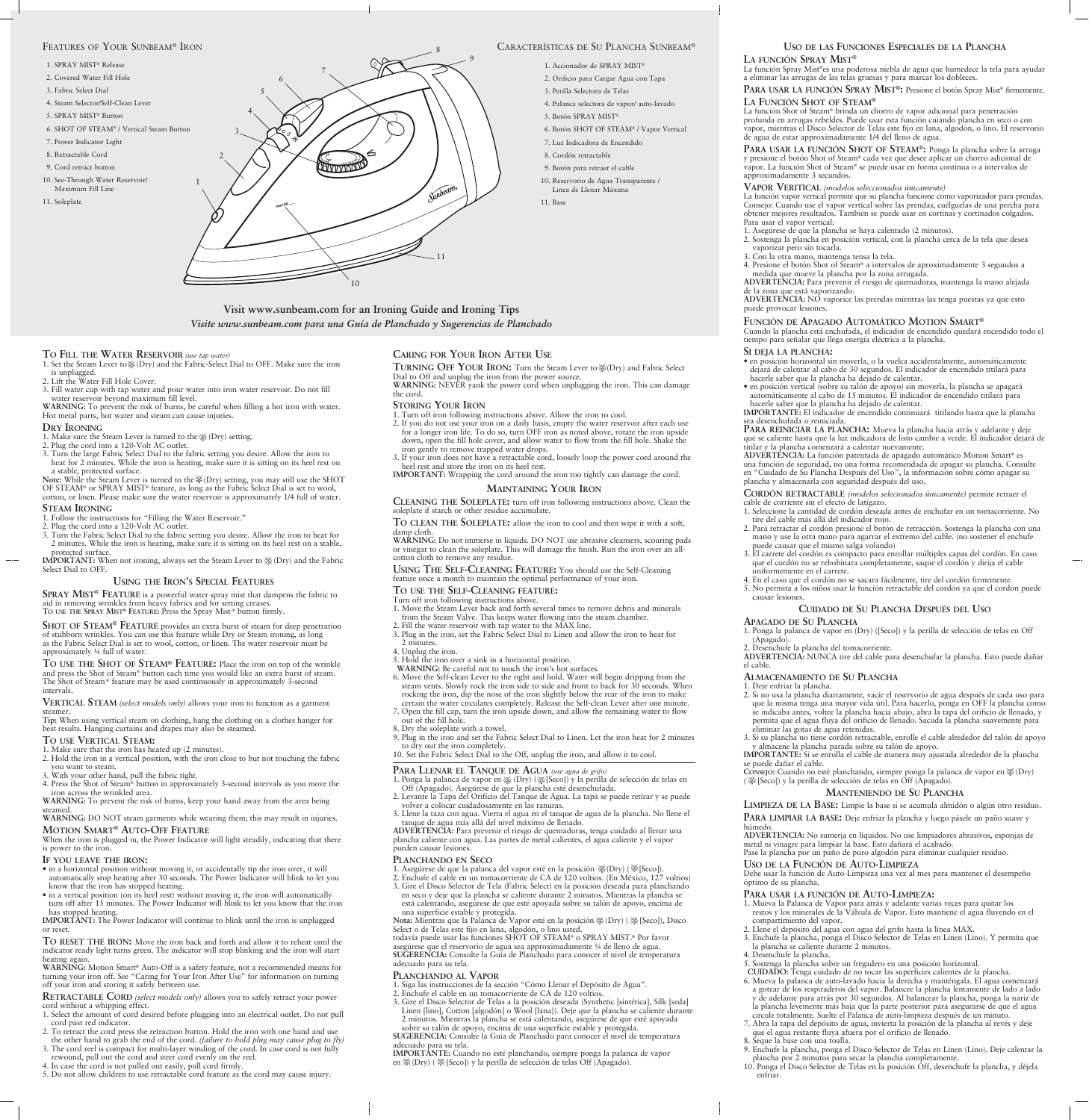## Features of Your Sunbeam® Iron

1. SPRAY MIST® Release
2. Covered Water Fill Hole
3. Fabric Select Dial
4. Steam Selector/Self-Clean Lever
5. SPRAY MIST® Button
6. SHOT OF STEAM® / Vertical Steam Button
7. Power Indicator Light
8. Retractable Cord
9. Cord retract button
10. See-Through Water Reservoir/ Maximum Fill Line
11. Soleplate

## Características de Su Plancha Sunbeam®

1. Accionador de SPRAY MIST®
2. Orificio para Cargar Agua con Tapa
3. Perilla Selectora de Telas
4. Palanca selectora de vapor/ auto-lavado
5. Botón SPRAY MIST®
6. Botón SHOT OF STEAM® / Vapor Vertical
7. Luz Indicadora de Encendido
8. Cordón retractable
9. Botón para retraer el cable
10. Reservorio de Agua Transparente / Linea de Llenar Máxima
11. Base

**Visit www.sunbeam.com for an Ironing Guide and Ironing Tips**

***Visite www.sunbeam.com para una Guía de Planchado y Sugerencias de Planchado***

### To Fill the Water Reservoir *(use tap water)*

1. Set the Steam Lever to ※(Dry) and the Fabric-Select Dial to OFF. Make sure the iron is unplugged.
2. Lift the Water Fill Hole Cover.
3. Fill water cup with tap water and pour water into iron water reservoir. Do not fill water reservoir beyond maximum fill level.

**WARNING:** To prevent the risk of burns, be careful when filling a hot iron with water. Hot metal parts, hot water and steam can cause injuries.

### Dry Ironing

1. Make sure the Steam Lever is turned to the ※ (Dry) setting.
2. Plug the cord into a 120-Volt AC outlet.
3. Turn the large Fabric Select Dial to the fabric setting you desire. Allow the iron to heat for 2 minutes. While the iron is heating, make sure it is sitting on its heel rest on a stable, protected surface.

**Note:** While the Steam Lever is turned to the ※(Dry) setting, you may still use the SHOT OF STEAM® or SPRAY MIST® feature, as long as the Fabric Select Dial is set to wool, cotton, or linen. Please make sure the water reservoir is approximately 1/4 full of water.

### Steam Ironing

1. Follow the instructions for "Filling the Water Reservoir."
2. Plug the cord into a 120-Volt AC outlet.
3. Turn the Fabric Select Dial to the fabric setting you desire. Allow the iron to heat for 2 minutes. While the iron is heating, make sure it is sitting on its heel rest, on a stable, protected surface.

**IMPORTANT:** When not ironing, always set the Steam Lever to ※(Dry) and the Fabric Select Dial to OFF.

### Using the Iron's Special Features

**Spray Mist® Feature** is a powerful water spray mist that dampens the fabric to aid in removing wrinkles from heavy fabrics and for setting creases.
**To use the Spray Mist® Feature:** Press the Spray Mist® button firmly.

**Shot of Steam® Feature** provides an extra burst of steam for deep penetration of stubborn wrinkles. You can use this feature while Dry or Steam ironing, as long as the Fabric Select Dial is set to wool, cotton, or linen. The water reservoir must be approximately ¼ full of water.

**To use the Shot of Steam® Feature:** Place the iron on top of the wrinkle and press the Shot of Steam® button each time you would like an extra burst of steam. The Shot of Steam® feature may be used continuously in approximately 3-second intervals.

**Vertical Steam** *(select models only)* allows your iron to function as a garment steamer.
**Tip:** When using vertical steam on clothing, hang the clothing on a clothes hanger for best results. Hanging curtains and drapes may also be steamed.

### To use Vertical Steam:

1. Make sure that the iron has heated up (2 minutes).
2. Hold the iron in a vertical position, with the iron close to but not touching the fabric you want to steam.
3. With your other hand, pull the fabric tight.
4. Press the Shot of Steam® button in approximately 3-second intervals as you move the iron across the wrinkled area.

**WARNING:** To prevent the risk of burns, keep your hand away from the area being steamed.
**WARNING:** DO NOT steam garments while wearing them; this may result in injuries.

### Motion Smart® Auto-Off Feature

When the iron is plugged in, the Power Indicator will light steadily, indicating that there is power to the iron.

### If you leave the iron:

- in a horizontal position without moving it, or accidentally tip the iron over, it will automatically stop heating after 30 seconds. The Power Indicator will blink to let you know that the iron has stopped heating.
- in a vertical position (on its heel rest) without moving it, the iron will automatically turn off after 15 minutes. The Power Indicator will blink to let you know that the iron has stopped heating.

**IMPORTANT:** The Power Indicator will continue to blink until the iron is unplugged or reset.

**To reset the iron:** Move the iron back and forth and allow it to reheat until the indicator ready light turns green. The indicator will stop blinking and the iron will start heating again.
**WARNING:** Motion Smart® Auto-Off is a safety feature, not a recommended means for turning your iron off. See "Caring for Your Iron After Use" for information on turning off your iron and storing it safely between use.

**Retractable Cord** *(select models only)* allows you to safely retract your power cord without a whipping effect.

1. Select the amount of cord desired before plugging into an electrical outlet. Do not pull cord past red indicator.
2. To retract the cord press the retraction button. Hold the iron with one hand and use the other hand to grab the end of the cord. *(failure to hold plug may cause plug to fly)*
3. The cord reel is compact for multi-layer winding of the cord. In case cord is not fully rewound, pull out the cord and steer cord evenly on the reel.
4. In case the cord is not pulled out easily, pull cord firmly.
5. Do not allow children to use retractable cord feature as the cord may cause injury.

### Caring for Your Iron After Use

**Turning Off Your Iron:** Turn the Steam Lever to ※(Dry) and Fabric Select Dial to Off and unplug the iron from the power source.
**WARNING:** NEVER yank the power cord when unplugging the iron. This can damage the cord.

### Storing Your Iron

1. Turn off iron following instructions above. Allow the iron to cool.
2. If you do not use your iron on a daily basis, empty the water reservoir after each use for a longer iron life. To do so, turn OFF iron as noted above, rotate the iron upside down, open the fill hole cover, and allow water to flow from the fill hole. Shake the iron gently to remove trapped water drops.
3. If your iron does not have a retractable cord, loosely loop the power cord around the heel rest and store the iron on its heel rest.

**IMPORTANT:** Wrapping the cord around the iron too tightly can damage the cord.

### Maintaining Your Iron

**Cleaning the Soleplate:** turn off iron following instructions above. Clean the soleplate if starch or other residue accumulate.

**To clean the Soleplate:** allow the iron to cool and then wipe it with a soft, damp cloth.
**WARNING:** Do not immerse in liquids. DO NOT use abrasive cleansers, scouring pads or vinegar to clean the soleplate. This will damage the finish. Run the iron over an all-cotton cloth to remove any residue.

**Using The Self-Cleaning Feature:** You should use the Self-Cleaning feature once a month to maintain the optimal performance of your iron.

### To use the Self-Cleaning feature:

Turn off iron following instructions above.

1. Move the Steam Lever back and forth several times to remove debris and minerals from the Steam Valve. This keeps water flowing into the steam chamber.
2. Fill the water reservoir with tap water to the MAX line.
3. Plug in the iron, set the Fabric Select Dial to Linen and allow the iron to heat for 2 minutes.
4. Unplug the iron.
5. Hold the iron over a sink in a horizontal position.
   **WARNING:** Be careful not to touch the iron's hot surfaces.
6. Move the Self-clean Lever to the right and hold. Water will begin dripping from the steam vents. Slowly rock the iron side to side and front to back for 30 seconds. When rocking the iron, dip the nose of the iron slightly below the rear of the iron to make certain the water circulates completely. Release the Self-clean Lever after one minute.
7. Open the fill cap, turn the iron upside down, and allow the remaining water to flow out of the fill hole.
8. Dry the soleplate with a towel.
9. Plug in the iron and set the Fabric Select Dial to Linen. Let the iron heat for 2 minutes to dry out the iron completely.
10. Set the Fabric Select Dial to the Off, unplug the iron, and allow it to cool.

### Para Llenar el Tanque de Agua *(use agua de grifo)*

1. Ponga la palanca de vapor en ※ (Dry) (※[Seco]) y la perilla de selección de telas en Off (Apagado). Asegúrese de que la plancha esté desenchufada.
2. Levante la Tapa del Orificio del Tanque de Agua. La tapa se puede retirar y se puede volver a colocar cuidadosamente en las ranuras.
3. Llene la taza con agua. Vierta el agua en el tanque de agua de la plancha. No llene el tanque de agua más allá del nivel máximo de llenado.

**ADVERTENCIA:** Para prevenir el riesgo de quemaduras, tenga cuidado al llenar una plancha caliente con agua. Las partes de metal calientes, el agua caliente y el vapor pueden causar lesiones.

### Planchando en Seco

1. Asegúrese de que la palanca del vapor esté en la posición ※(Dry) (※[Seco]).
2. Enchufe el cable en un tomacorriente de CA de 120 voltios. (En México, 127 voltios)
3. Gire el Disco Selector de Tela (Fabric Select) en la posición deseada para planchando en seco y deje que la plancha se caliente durante 2 minutos. Mientras la plancha se está calentando, asegúrese de que esté apoyada sobre su talón de apoyo, encima de una superficie estable y protegida.

**Nota:** Mientras que la Palanca de Vapor esté en la posición ※(Dry) (※[Seco]), Disco Select o de Telas este fijo en lana, algodón, o lino usted.
todavía puede usar las funciones SHOT OF STEAM® o SPRAY MIST.® Por favor asegúrese que el reservorio de agua sea aproximadamente ¼ de lleno de agua.
**SUGERENCIA:** Consulte la Guía de Planchado para conocer el nivel de temperatura adecuado para su tela.

### Planchando al Vapor

1. Siga las instrucciones de la sección "Cómo Llenar el Depósito de Agua".
2. Enchufe el cable en un tomacorriente de CA de 120 voltios.
3. Gire el Disco Selector de Telas a la posición deseada (Synthetic [sintética], Silk [seda] Linen [lino], Cotton [algodón] o Wool [lana]). Deje que la plancha se caliente durante 2 minutos. Mientras la plancha se está calentando, asegúrese de que esté apoyada sobre su talón de apoyo, encima de una superficie estable y protegida.

**SUGERENCIA:** Consulte la Guía de Planchado para conocer el nivel de temperatura adecuado para su tela.
**IMPORTANTE:** Cuando no esté planchando, siempre ponga la palanca de vapor en ※(Dry) (※[Seco]) y la perilla de selección de telas Off (Apagado).

### Uso de las Funciones Especiales de la Plancha

### La función Spray Mist®

La función Spray Mist®es una poderosa niebla de agua que humedece la tela para ayudar a eliminar las arrugas de las telas gruesas y para marcar los dobleces.

**Para usar la función Spray Mist®:** Presione el botón Spray Mist® firmemente.

### La Función Shot of Steam®

La función Shot of Steam® brinda un chorro de vapor adicional para penetración profunda en arrugas rebeldes. Puede usar esta función cuando plancha en seco o con vapor, mientras el Disco Selector de Telas este fijo en lana, algodón, o lino. El reservorio de agua de estar aproximadamente 1/4 del lleno de agua.

**Para usar la función Shot of Steam®:** Ponga la plancha sobre la arruga y presione el botón Shot of Steam® cada vez que desee aplicar un chorro adicional de vapor. La función Shot of Steam® se puede usar en forma continua o a intervalos de approximadamente 3 segundos.

### Vapor Veritical *(modelos seleccionados únicamente)*

La función vapor vertical permite que su plancha funcione como vaporizador para prendas. Consejo: Cuando use el vapor vertical sobre las prendas, cuélguelas de una percha para obtener mejores resultados. También se puede usar en cortinas y cortinados colgados. Para usar el vapor vertical:

1. Asegúrese de que la plancha se haya calentado (2 minutos).
2. Sostenga la plancha en posición vertical, con la plancha cerca de la tela que desea vaporizar pero sin tocarla.
3. Con la otra mano, mantenga tensa la tela.
4. Presione el botón Shot of Steam® a intervalos de aproximadamente 3 segundos a medida que mueve la plancha por la zona arrugada.

**ADVERTENCIA:** Para prevenir el riesgo de quemaduras, mantenga la mano alejada de la zona que está vaporizando.
**ADVERTENCIA:** NO vaporice las prendas mientras las tenga puestas ya que esto puede provocar lesiones.

### Función de Apagado Automático Motion Smart®

Cuando la plancha está enchufada, el indicador de encendido quedará encendido todo el tiempo para señalar que llega energía eléctrica a la plancha.

### Si deja la plancha:

- en posición horizontal sin moverla, o la vuelca accidentalmente, automáticamente dejará de calentar al cabo de 30 segundos. El indicador de encendido titilará para hacerle saber que la plancha ha dejado de calentar.
- en posición vertical (sobre su talón de apoyo) sin moverla, la plancha se apagará automáticamente al cabo de 15 minutos. El indicador de encendido titilará para hacerle saber que la plancha ha dejado de calentar.

**IMPORTANTE:** El indicador de encendido continuará titilando hasta que la plancha sea desenchufada o reiniciada.

**Para reiniciar la plancha:** Mueva la plancha hacia atrás y adelante y deje que se caliente hasta que la luz indicadora de listo cambie a verde. El indicador dejará de titilar y la plancha comenzará a calentar nuevamente.
**ADVERTENCIA:** La función patentada de apagado automático Motion Smart® es una función de seguridad, no una forma recomendada de apagar su plancha. Consulte en "Cuidado de Su Plancha Después del Uso", la información sobre cómo apagar su plancha y almacenarla con seguridad después del uso.

**Cordón retractable** *(modelos selecionados únicamente)* permite retraer el cable de corriente sin el efecto de latigazo.

1. Seleccione la cantidad de cordón deseada antes de enchufar en un tomacorriente. No tire del cable más allá del indicador rojo.
2. Para retractar el cordón presione el botón de retracción. Sostenga la plancha con una mano y use la otra mano para agarrar el extremo del cable. (no sostener el enchufe puede causar que el mismo salga volando)
3. El carrete del cordón es compacto para enrollar múltiples capas del cordón. En caso que el cordón no se rebobinara completamente, saque el cordón y dirija el cable uniformemente en el carrete.
4. En el caso que el cordón no se sacara fácilmente, tire del cordón firmemente.
5. No permita a los niños usar la función retractable del cordón ya que el cordón puede causar lesiones.

### Cuidado de Su Plancha Después del Uso

### Apagado de Su Plancha

1. Ponga la palanca de vapor en (Dry) ([Seco]) y la perilla de selección de telas en Off (Apagado).
2. Desenchufe la plancha del tomacorriente.

**ADVERTENCIA:** NUNCA tire del cable para desenchufar la plancha. Esto puede dañar el cable.

### Almacenamiento de Su Plancha

1. Deje enfriar la plancha.
2. Si no usa la plancha diariamente, vacíe el reservorio de agua después de cada uso para que la misma tenga una mayor vida útil. Para hacerlo, ponga en OFF la plancha como se indicaba antes, voltee la plancha hacia abajo, abra la tapa del orificio de llenado, y permita que el agua fluya del orificio de llenado. Sacuda la plancha suavemente para eliminar las gotas de agua retenidas.
3. Si su plancha no tiene cordón retractable, enrolle el cable alrededor del talón de apoyo y almacene la plancha parada sobre su talón de apoyo.

**IMPORTANTE:** Si se enrolla el cable de manera muy ajustada alrededor de la plancha se puede dañar el cable.
**Consejo:** Cuando no esté planchando, siempre ponga la palanca de vapor en ※(Dry) (※[Seco]) y la perilla de selección de telas en Off (Apagado).

### Manteniendo de Su Plancha

**Limpieza de la Base:** Limpie la base si se acumula almidón o algún otro residuo.

**Para limpiar la base:** Deje enfriar la plancha y luego pásele un paño suave y húmedo.
**ADVERTENCIA:** No sumerja en líquidos. No use limpiadores abrasivos, esponjas de metal ni vinagre para limpiar la base. Esto dañará el acabado.
Pase la plancha por un paño de puro algodón para eliminar cualquier residuo.

### Uso de la Función de Auto-Limpieza

Debe usar la función de Auto-Limpieza una vez al mes para mantener el desempeño óptimo de su plancha.

### Para usar la función de Auto-Limpieza:

1. Mueva la Palanca de Vapor para atrás y adelante varias veces para quitar los restos y los minerales de la Válvula de Vapor. Esto mantiene el agua fluyendo en el compartimiento del vapor.
2. Llene el depósito del agua con agua del grifo hasta la línea MAX.
3. Enchufe la plancha, ponga el Disco Selector de Telas en Linen (Lino). Y permita que la plancha se caliente durante 2 minutos.
4. Desenchufe la plancha.
5. Sostenga la plancha sobre un fregadero en una posición horizontal.
   **CUIDADO:** Tenga cuidado de no tocar las superficies calientes de la plancha.
6. Mueva la palanca de auto-lavado hacia la derecha y manténgala. El agua comenzará a gotear de los respiraderos del vapor. Balancee la plancha lentamente de lado a lado y de adelante para atrás por 30 segundos. Al balancear la plancha, ponga la nariz de la plancha levemente más baja que la parte posterior para asegurarse de que el agua circule totalmente. Suelte el Palanca de auto-limpieza después de un minuto.
7. Abra la tapa del depósito de agua, invierta la posición de la plancha al revés y deje que el agua restante fluya afuera por el orificio de llenado.
8. Seque la base con una toalla.
9. Enchufe la plancha, ponga el Disco Selector de Telas en Linen (Lino). Deje calentar la plancha por 2 minutos para secar la plancha completamente.
10. Ponga el Disco Selector de Telas en la posición Off, desenchufe la plancha, y déjela enfriar.